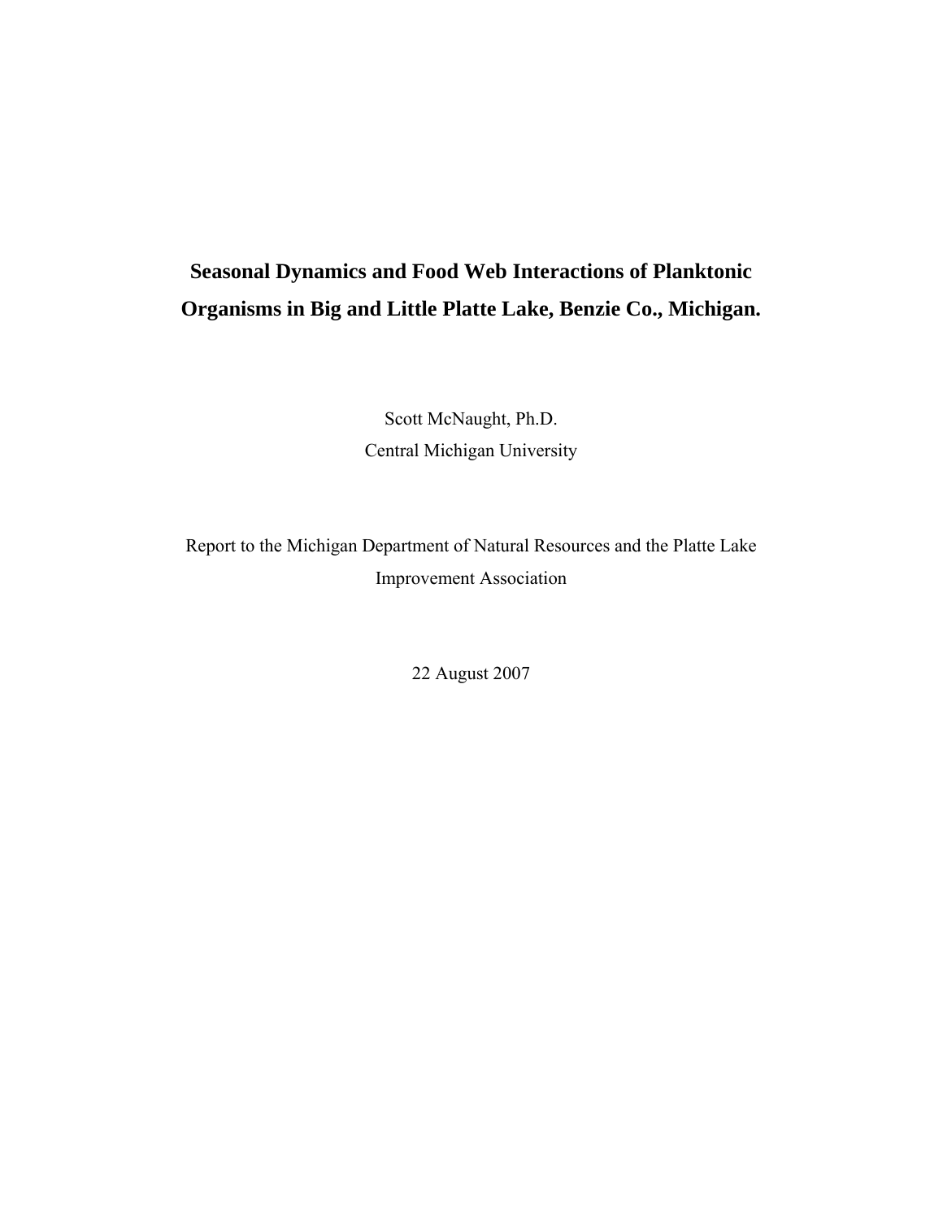# Seasonal Dynamics and Food Web Interactions of Planktonic Organisms in Big and Little Platte Lake, Benzie Co., Michigan.

Scott McNaught, Ph.D.
Central Michigan University

Report to the Michigan Department of Natural Resources and the Platte Lake Improvement Association

22 August 2007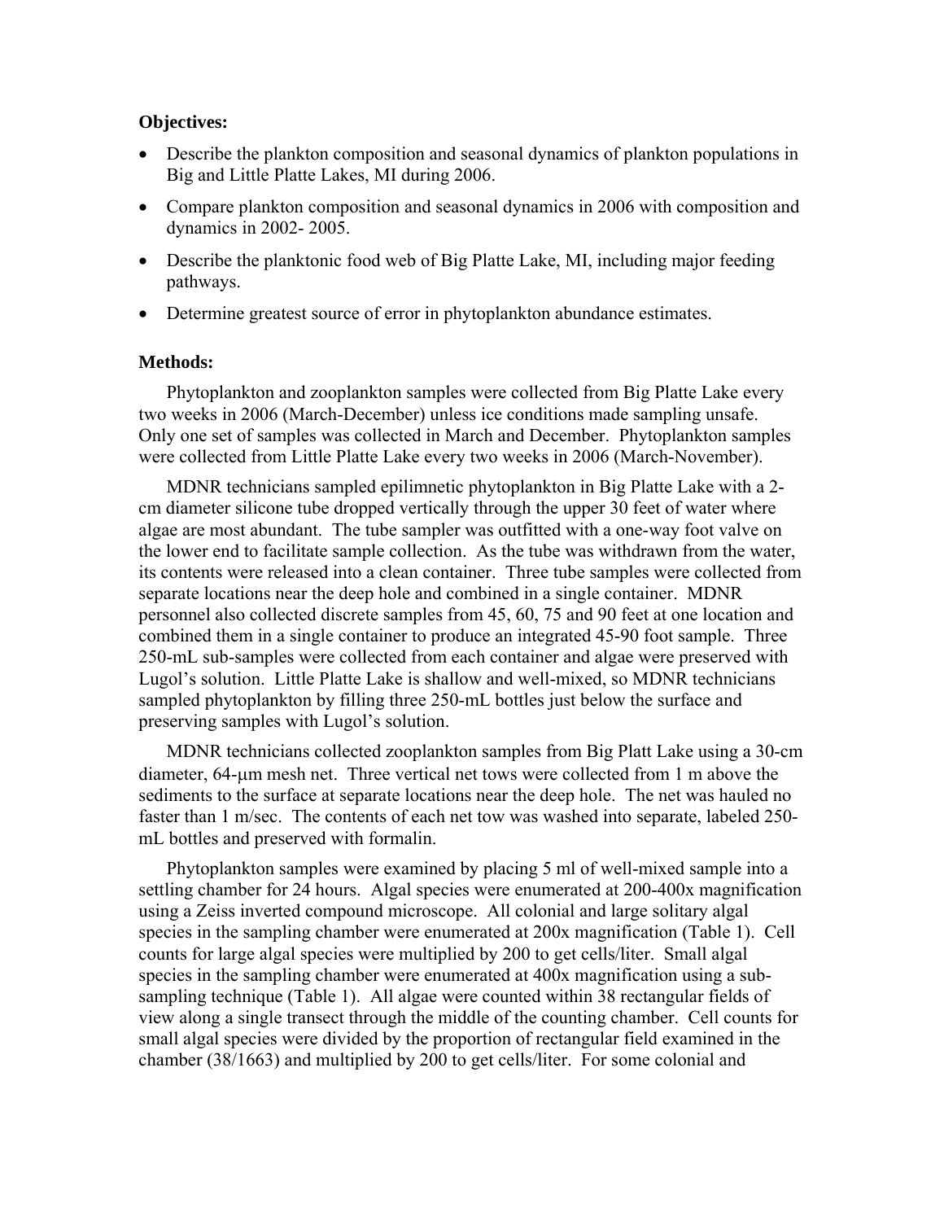**Objectives:**

- Describe the plankton composition and seasonal dynamics of plankton populations in Big and Little Platte Lakes, MI during 2006.
- Compare plankton composition and seasonal dynamics in 2006 with composition and dynamics in 2002- 2005.
- Describe the planktonic food web of Big Platte Lake, MI, including major feeding pathways.
- Determine greatest source of error in phytoplankton abundance estimates.

**Methods:**

Phytoplankton and zooplankton samples were collected from Big Platte Lake every two weeks in 2006 (March-December) unless ice conditions made sampling unsafe. Only one set of samples was collected in March and December. Phytoplankton samples were collected from Little Platte Lake every two weeks in 2006 (March-November).

MDNR technicians sampled epilimnetic phytoplankton in Big Platte Lake with a 2-cm diameter silicone tube dropped vertically through the upper 30 feet of water where algae are most abundant. The tube sampler was outfitted with a one-way foot valve on the lower end to facilitate sample collection. As the tube was withdrawn from the water, its contents were released into a clean container. Three tube samples were collected from separate locations near the deep hole and combined in a single container. MDNR personnel also collected discrete samples from 45, 60, 75 and 90 feet at one location and combined them in a single container to produce an integrated 45-90 foot sample. Three 250-mL sub-samples were collected from each container and algae were preserved with Lugol's solution. Little Platte Lake is shallow and well-mixed, so MDNR technicians sampled phytoplankton by filling three 250-mL bottles just below the surface and preserving samples with Lugol's solution.

MDNR technicians collected zooplankton samples from Big Platt Lake using a 30-cm diameter, 64-μm mesh net. Three vertical net tows were collected from 1 m above the sediments to the surface at separate locations near the deep hole. The net was hauled no faster than 1 m/sec. The contents of each net tow was washed into separate, labeled 250-mL bottles and preserved with formalin.

Phytoplankton samples were examined by placing 5 ml of well-mixed sample into a settling chamber for 24 hours. Algal species were enumerated at 200-400x magnification using a Zeiss inverted compound microscope. All colonial and large solitary algal species in the sampling chamber were enumerated at 200x magnification (Table 1). Cell counts for large algal species were multiplied by 200 to get cells/liter. Small algal species in the sampling chamber were enumerated at 400x magnification using a sub-sampling technique (Table 1). All algae were counted within 38 rectangular fields of view along a single transect through the middle of the counting chamber. Cell counts for small algal species were divided by the proportion of rectangular field examined in the chamber (38/1663) and multiplied by 200 to get cells/liter. For some colonial and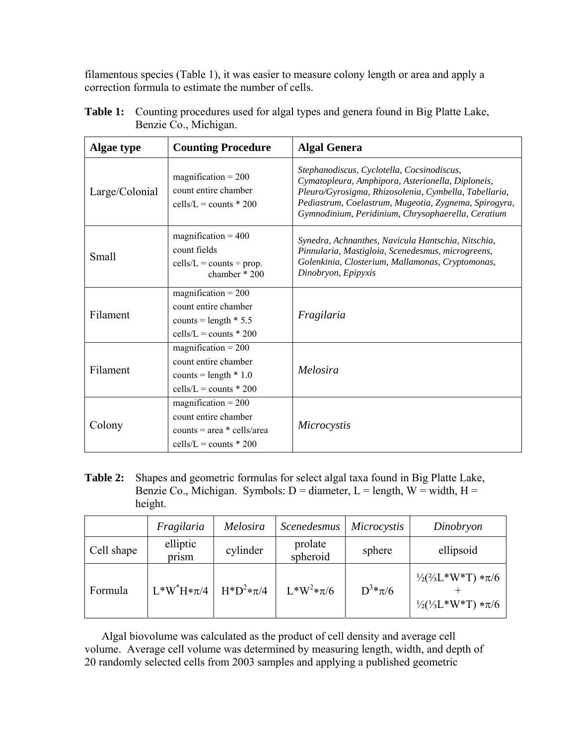filamentous species (Table 1), it was easier to measure colony length or area and apply a correction formula to estimate the number of cells.

**Table 1:** Counting procedures used for algal types and genera found in Big Platte Lake, Benzie Co., Michigan.

| Algae type | Counting Procedure | Algal Genera |
|---|---|---|
| Large/Colonial | magnification = 200<br>count entire chamber<br>cells/L = counts * 200 | *Stephanodiscus, Cyclotella, Cocsinodiscus, Cymatopleura, Amphipora, Asterionella, Diploneis, Pleuro/Gyrosigma, Rhizosolenia, Cymbella, Tabellaria, Pediastrum, Coelastrum, Mugeotia, Zygnema, Spirogyra, Gymnodinium, Peridinium, Chrysophaerella, Ceratium* |
| Small | magnification = 400<br>count fields<br>cells/L = counts ÷ prop. chamber * 200 | *Synedra, Achnanthes, Navicula Hantschia, Nitschia, Pinnularia, Mastigloia, Scenedesmus, microgreens, Golenkinia, Closterium, Mallamonas, Cryptomonas, Dinobryon, Epipyxis* |
| Filament | magnification = 200<br>count entire chamber<br>counts = length * 5.5<br>cells/L = counts * 200 | *Fragilaria* |
| Filament | magnification = 200<br>count entire chamber<br>counts = length * 1.0<br>cells/L = counts * 200 | *Melosira* |
| Colony | magnification = 200<br>count entire chamber<br>counts = area * cells/area<br>cells/L = counts * 200 | *Microcystis* |

**Table 2:** Shapes and geometric formulas for select algal taxa found in Big Platte Lake, Benzie Co., Michigan. Symbols: D = diameter, L = length, W = width, H = height.

| | *Fragilaria* | *Melosira* | *Scenedesmus* | *Microcystis* | *Dinobryon* |
|---|---|---|---|---|---|
| Cell shape | elliptic prism | cylinder | prolate spheroid | sphere | ellipsoid |
| Formula | $L*W^{*}H*\pi/4$ | $H*D^{2}*\pi/4$ | $L*W^{2}*\pi/6$ | $D^{3}*\pi/6$ | $\frac{1}{2}(\frac{2}{3}L*W*T)*\pi/6 + \frac{1}{2}(\frac{1}{3}L*W*T)*\pi/6$ |

Algal biovolume was calculated as the product of cell density and average cell volume. Average cell volume was determined by measuring length, width, and depth of 20 randomly selected cells from 2003 samples and applying a published geometric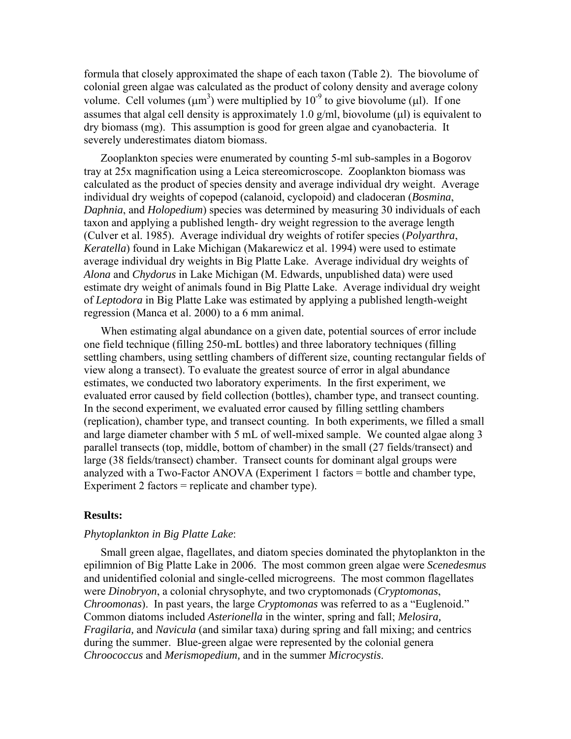formula that closely approximated the shape of each taxon (Table 2). The biovolume of colonial green algae was calculated as the product of colony density and average colony volume. Cell volumes ($\mu m^3$) were multiplied by $10^{-9}$ to give biovolume ($\mu l$). If one assumes that algal cell density is approximately 1.0 g/ml, biovolume ($\mu l$) is equivalent to dry biomass (mg). This assumption is good for green algae and cyanobacteria. It severely underestimates diatom biomass.

Zooplankton species were enumerated by counting 5-ml sub-samples in a Bogorov tray at 25x magnification using a Leica stereomicroscope. Zooplankton biomass was calculated as the product of species density and average individual dry weight. Average individual dry weights of copepod (calanoid, cyclopoid) and cladoceran (*Bosmina*, *Daphnia*, and *Holopedium*) species was determined by measuring 30 individuals of each taxon and applying a published length- dry weight regression to the average length (Culver et al. 1985). Average individual dry weights of rotifer species (*Polyarthra*, *Keratella*) found in Lake Michigan (Makarewicz et al. 1994) were used to estimate average individual dry weights in Big Platte Lake. Average individual dry weights of *Alona* and *Chydorus* in Lake Michigan (M. Edwards, unpublished data) were used estimate dry weight of animals found in Big Platte Lake. Average individual dry weight of *Leptodora* in Big Platte Lake was estimated by applying a published length-weight regression (Manca et al. 2000) to a 6 mm animal.

When estimating algal abundance on a given date, potential sources of error include one field technique (filling 250-mL bottles) and three laboratory techniques (filling settling chambers, using settling chambers of different size, counting rectangular fields of view along a transect). To evaluate the greatest source of error in algal abundance estimates, we conducted two laboratory experiments. In the first experiment, we evaluated error caused by field collection (bottles), chamber type, and transect counting. In the second experiment, we evaluated error caused by filling settling chambers (replication), chamber type, and transect counting. In both experiments, we filled a small and large diameter chamber with 5 mL of well-mixed sample. We counted algae along 3 parallel transects (top, middle, bottom of chamber) in the small (27 fields/transect) and large (38 fields/transect) chamber. Transect counts for dominant algal groups were analyzed with a Two-Factor ANOVA (Experiment 1 factors = bottle and chamber type, Experiment 2 factors = replicate and chamber type).

## Results:

### *Phytoplankton in Big Platte Lake*:

Small green algae, flagellates, and diatom species dominated the phytoplankton in the epilimnion of Big Platte Lake in 2006. The most common green algae were *Scenedesmus* and unidentified colonial and single-celled microgreens. The most common flagellates were *Dinobryon*, a colonial chrysophyte, and two cryptomonads (*Cryptomonas*, *Chroomonas*). In past years, the large *Cryptomonas* was referred to as a "Euglenoid." Common diatoms included *Asterionella* in the winter, spring and fall; *Melosira, Fragilaria,* and *Navicula* (and similar taxa) during spring and fall mixing; and centrics during the summer. Blue-green algae were represented by the colonial genera *Chroococcus* and *Merismopedium*, and in the summer *Microcystis*.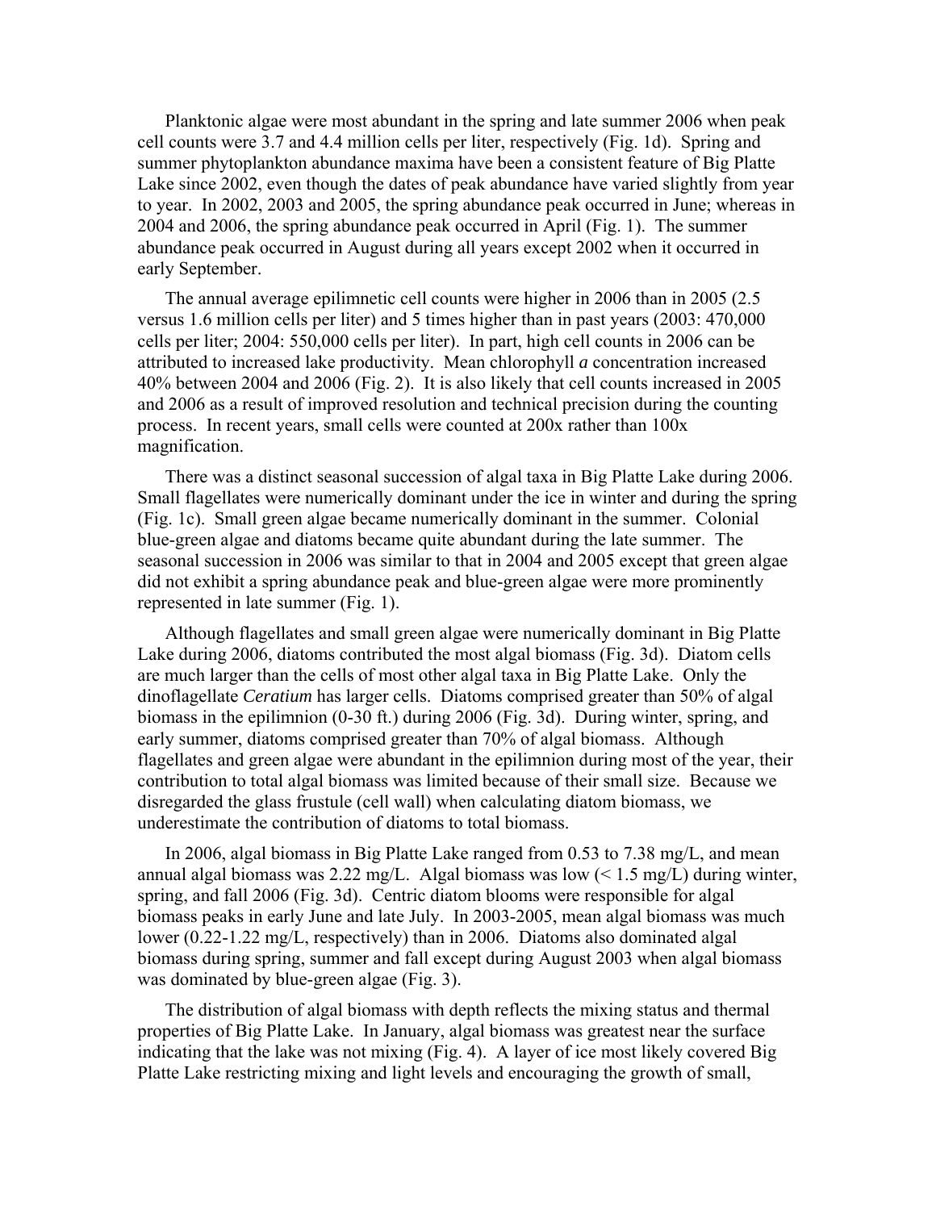Planktonic algae were most abundant in the spring and late summer 2006 when peak cell counts were 3.7 and 4.4 million cells per liter, respectively (Fig. 1d). Spring and summer phytoplankton abundance maxima have been a consistent feature of Big Platte Lake since 2002, even though the dates of peak abundance have varied slightly from year to year. In 2002, 2003 and 2005, the spring abundance peak occurred in June; whereas in 2004 and 2006, the spring abundance peak occurred in April (Fig. 1). The summer abundance peak occurred in August during all years except 2002 when it occurred in early September.

The annual average epilimnetic cell counts were higher in 2006 than in 2005 (2.5 versus 1.6 million cells per liter) and 5 times higher than in past years (2003: 470,000 cells per liter; 2004: 550,000 cells per liter). In part, high cell counts in 2006 can be attributed to increased lake productivity. Mean chlorophyll *a* concentration increased 40% between 2004 and 2006 (Fig. 2). It is also likely that cell counts increased in 2005 and 2006 as a result of improved resolution and technical precision during the counting process. In recent years, small cells were counted at 200x rather than 100x magnification.

There was a distinct seasonal succession of algal taxa in Big Platte Lake during 2006. Small flagellates were numerically dominant under the ice in winter and during the spring (Fig. 1c). Small green algae became numerically dominant in the summer. Colonial blue-green algae and diatoms became quite abundant during the late summer. The seasonal succession in 2006 was similar to that in 2004 and 2005 except that green algae did not exhibit a spring abundance peak and blue-green algae were more prominently represented in late summer (Fig. 1).

Although flagellates and small green algae were numerically dominant in Big Platte Lake during 2006, diatoms contributed the most algal biomass (Fig. 3d). Diatom cells are much larger than the cells of most other algal taxa in Big Platte Lake. Only the dinoflagellate *Ceratium* has larger cells. Diatoms comprised greater than 50% of algal biomass in the epilimnion (0-30 ft.) during 2006 (Fig. 3d). During winter, spring, and early summer, diatoms comprised greater than 70% of algal biomass. Although flagellates and green algae were abundant in the epilimnion during most of the year, their contribution to total algal biomass was limited because of their small size. Because we disregarded the glass frustule (cell wall) when calculating diatom biomass, we underestimate the contribution of diatoms to total biomass.

In 2006, algal biomass in Big Platte Lake ranged from 0.53 to 7.38 mg/L, and mean annual algal biomass was 2.22 mg/L. Algal biomass was low (< 1.5 mg/L) during winter, spring, and fall 2006 (Fig. 3d). Centric diatom blooms were responsible for algal biomass peaks in early June and late July. In 2003-2005, mean algal biomass was much lower (0.22-1.22 mg/L, respectively) than in 2006. Diatoms also dominated algal biomass during spring, summer and fall except during August 2003 when algal biomass was dominated by blue-green algae (Fig. 3).

The distribution of algal biomass with depth reflects the mixing status and thermal properties of Big Platte Lake. In January, algal biomass was greatest near the surface indicating that the lake was not mixing (Fig. 4). A layer of ice most likely covered Big Platte Lake restricting mixing and light levels and encouraging the growth of small,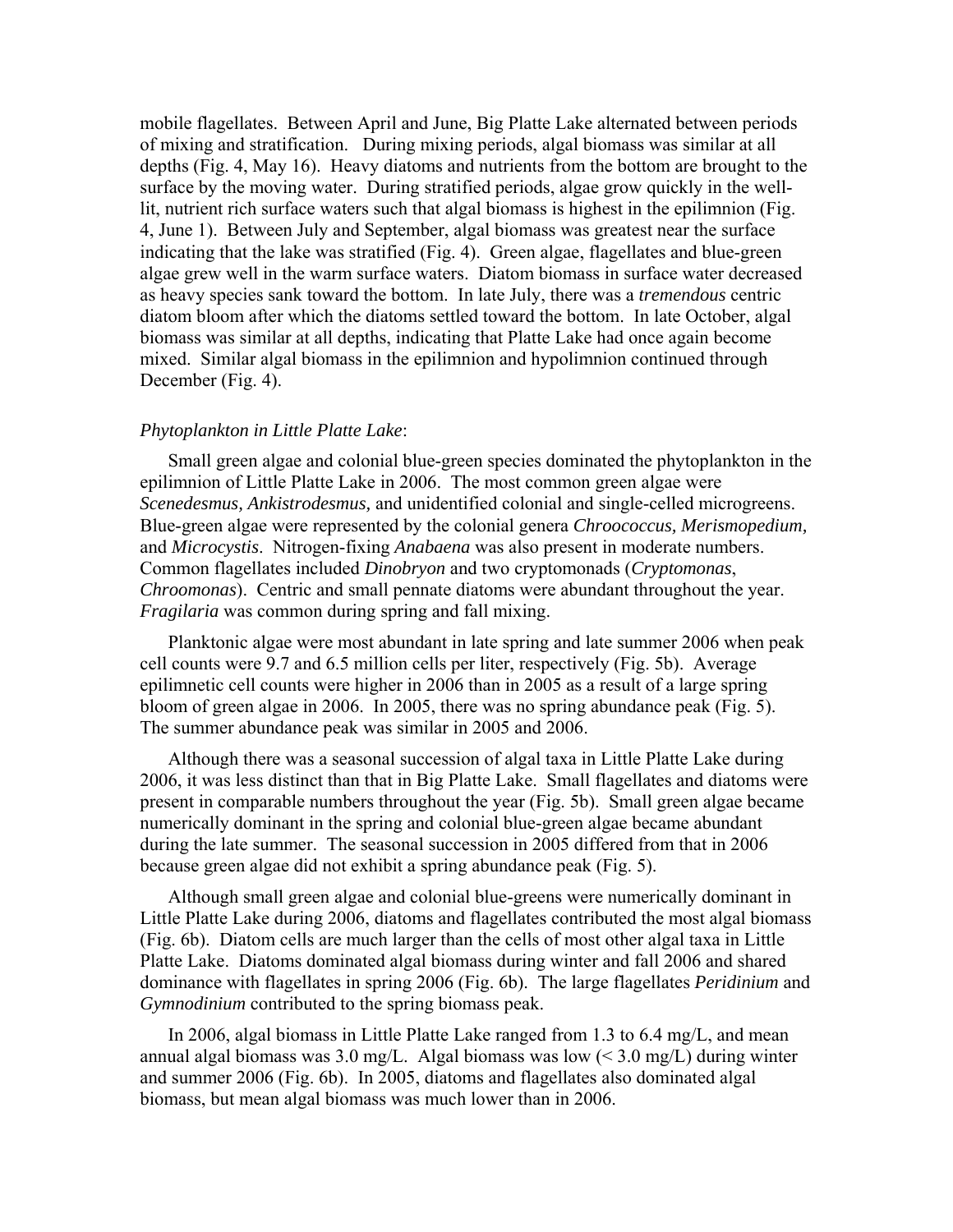mobile flagellates. Between April and June, Big Platte Lake alternated between periods of mixing and stratification. During mixing periods, algal biomass was similar at all depths (Fig. 4, May 16). Heavy diatoms and nutrients from the bottom are brought to the surface by the moving water. During stratified periods, algae grow quickly in the well-lit, nutrient rich surface waters such that algal biomass is highest in the epilimnion (Fig. 4, June 1). Between July and September, algal biomass was greatest near the surface indicating that the lake was stratified (Fig. 4). Green algae, flagellates and blue-green algae grew well in the warm surface waters. Diatom biomass in surface water decreased as heavy species sank toward the bottom. In late July, there was a *tremendous* centric diatom bloom after which the diatoms settled toward the bottom. In late October, algal biomass was similar at all depths, indicating that Platte Lake had once again become mixed. Similar algal biomass in the epilimnion and hypolimnion continued through December (Fig. 4).

*Phytoplankton in Little Platte Lake*:

Small green algae and colonial blue-green species dominated the phytoplankton in the epilimnion of Little Platte Lake in 2006. The most common green algae were *Scenedesmus, Ankistrodesmus,* and unidentified colonial and single-celled microgreens. Blue-green algae were represented by the colonial genera *Chroococcus, Merismopedium,* and *Microcystis*. Nitrogen-fixing *Anabaena* was also present in moderate numbers. Common flagellates included *Dinobryon* and two cryptomonads (*Cryptomonas*, *Chroomonas*). Centric and small pennate diatoms were abundant throughout the year. *Fragilaria* was common during spring and fall mixing.

Planktonic algae were most abundant in late spring and late summer 2006 when peak cell counts were 9.7 and 6.5 million cells per liter, respectively (Fig. 5b). Average epilimnetic cell counts were higher in 2006 than in 2005 as a result of a large spring bloom of green algae in 2006. In 2005, there was no spring abundance peak (Fig. 5). The summer abundance peak was similar in 2005 and 2006.

Although there was a seasonal succession of algal taxa in Little Platte Lake during 2006, it was less distinct than that in Big Platte Lake. Small flagellates and diatoms were present in comparable numbers throughout the year (Fig. 5b). Small green algae became numerically dominant in the spring and colonial blue-green algae became abundant during the late summer. The seasonal succession in 2005 differed from that in 2006 because green algae did not exhibit a spring abundance peak (Fig. 5).

Although small green algae and colonial blue-greens were numerically dominant in Little Platte Lake during 2006, diatoms and flagellates contributed the most algal biomass (Fig. 6b). Diatom cells are much larger than the cells of most other algal taxa in Little Platte Lake. Diatoms dominated algal biomass during winter and fall 2006 and shared dominance with flagellates in spring 2006 (Fig. 6b). The large flagellates *Peridinium* and *Gymnodinium* contributed to the spring biomass peak.

In 2006, algal biomass in Little Platte Lake ranged from 1.3 to 6.4 mg/L, and mean annual algal biomass was 3.0 mg/L. Algal biomass was low (< 3.0 mg/L) during winter and summer 2006 (Fig. 6b). In 2005, diatoms and flagellates also dominated algal biomass, but mean algal biomass was much lower than in 2006.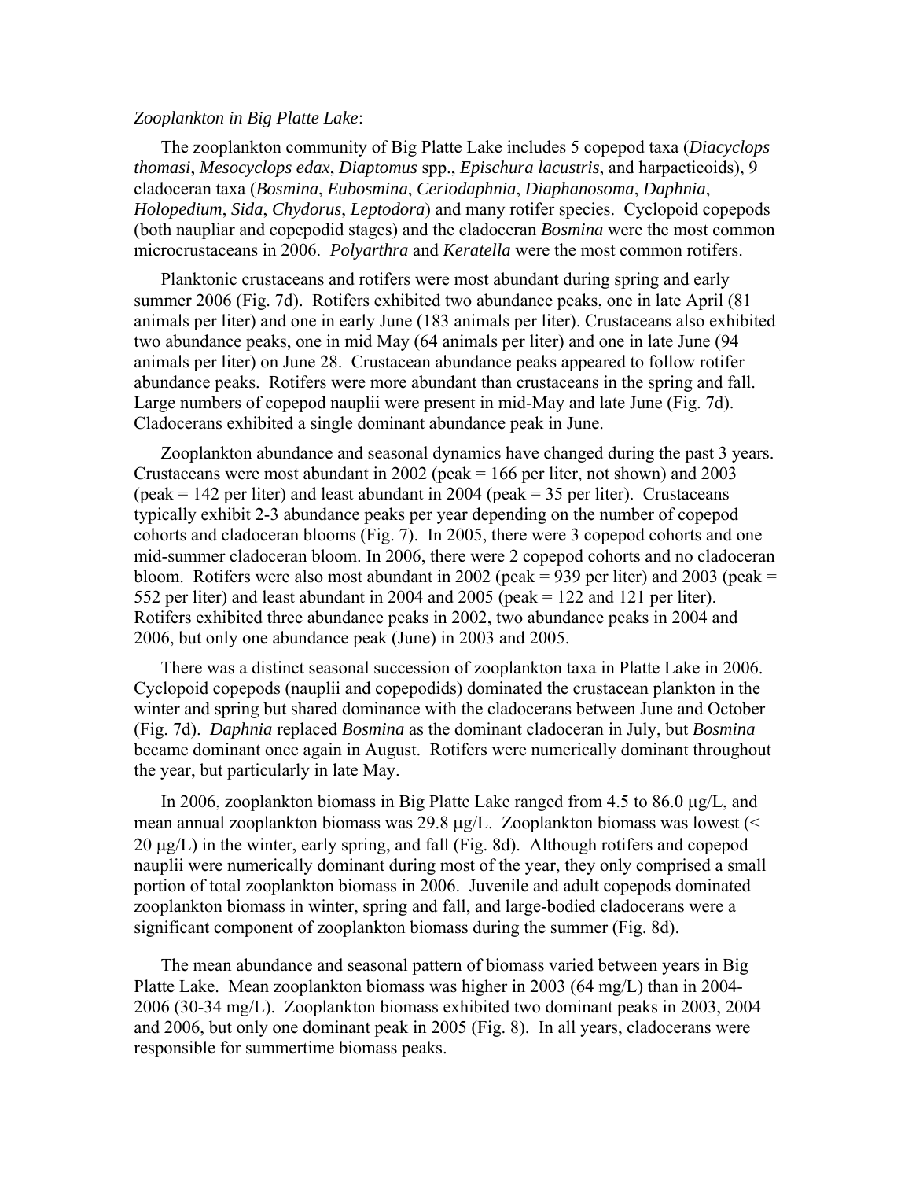*Zooplankton in Big Platte Lake*:

The zooplankton community of Big Platte Lake includes 5 copepod taxa (*Diacyclops thomasi*, *Mesocyclops edax*, *Diaptomus* spp., *Epischura lacustris*, and harpacticoids), 9 cladoceran taxa (*Bosmina*, *Eubosmina*, *Ceriodaphnia*, *Diaphanosoma*, *Daphnia*, *Holopedium*, *Sida*, *Chydorus*, *Leptodora*) and many rotifer species. Cyclopoid copepods (both naupliar and copepodid stages) and the cladoceran *Bosmina* were the most common microcrustaceans in 2006. *Polyarthra* and *Keratella* were the most common rotifers.

Planktonic crustaceans and rotifers were most abundant during spring and early summer 2006 (Fig. 7d). Rotifers exhibited two abundance peaks, one in late April (81 animals per liter) and one in early June (183 animals per liter). Crustaceans also exhibited two abundance peaks, one in mid May (64 animals per liter) and one in late June (94 animals per liter) on June 28. Crustacean abundance peaks appeared to follow rotifer abundance peaks. Rotifers were more abundant than crustaceans in the spring and fall. Large numbers of copepod nauplii were present in mid-May and late June (Fig. 7d). Cladocerans exhibited a single dominant abundance peak in June.

Zooplankton abundance and seasonal dynamics have changed during the past 3 years. Crustaceans were most abundant in 2002 (peak = 166 per liter, not shown) and 2003 (peak = 142 per liter) and least abundant in 2004 (peak = 35 per liter). Crustaceans typically exhibit 2-3 abundance peaks per year depending on the number of copepod cohorts and cladoceran blooms (Fig. 7). In 2005, there were 3 copepod cohorts and one mid-summer cladoceran bloom. In 2006, there were 2 copepod cohorts and no cladoceran bloom. Rotifers were also most abundant in 2002 (peak = 939 per liter) and 2003 (peak = 552 per liter) and least abundant in 2004 and 2005 (peak = 122 and 121 per liter). Rotifers exhibited three abundance peaks in 2002, two abundance peaks in 2004 and 2006, but only one abundance peak (June) in 2003 and 2005.

There was a distinct seasonal succession of zooplankton taxa in Platte Lake in 2006. Cyclopoid copepods (nauplii and copepodids) dominated the crustacean plankton in the winter and spring but shared dominance with the cladocerans between June and October (Fig. 7d). *Daphnia* replaced *Bosmina* as the dominant cladoceran in July, but *Bosmina* became dominant once again in August. Rotifers were numerically dominant throughout the year, but particularly in late May.

In 2006, zooplankton biomass in Big Platte Lake ranged from 4.5 to 86.0 μg/L, and mean annual zooplankton biomass was 29.8 μg/L. Zooplankton biomass was lowest (< 20 μg/L) in the winter, early spring, and fall (Fig. 8d). Although rotifers and copepod nauplii were numerically dominant during most of the year, they only comprised a small portion of total zooplankton biomass in 2006. Juvenile and adult copepods dominated zooplankton biomass in winter, spring and fall, and large-bodied cladocerans were a significant component of zooplankton biomass during the summer (Fig. 8d).

The mean abundance and seasonal pattern of biomass varied between years in Big Platte Lake. Mean zooplankton biomass was higher in 2003 (64 mg/L) than in 2004-2006 (30-34 mg/L). Zooplankton biomass exhibited two dominant peaks in 2003, 2004 and 2006, but only one dominant peak in 2005 (Fig. 8). In all years, cladocerans were responsible for summertime biomass peaks.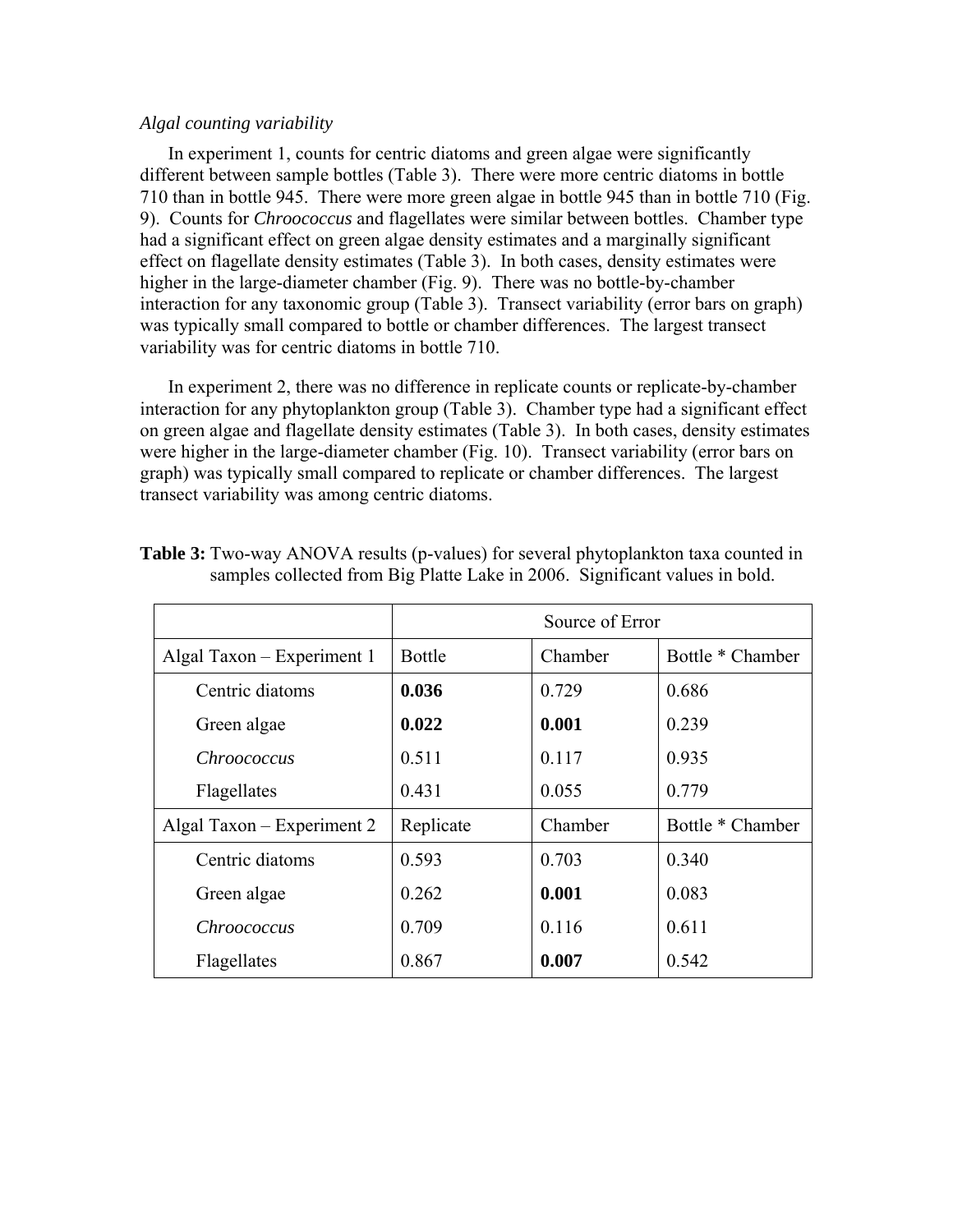*Algal counting variability*

In experiment 1, counts for centric diatoms and green algae were significantly different between sample bottles (Table 3). There were more centric diatoms in bottle 710 than in bottle 945. There were more green algae in bottle 945 than in bottle 710 (Fig. 9). Counts for *Chroococcus* and flagellates were similar between bottles. Chamber type had a significant effect on green algae density estimates and a marginally significant effect on flagellate density estimates (Table 3). In both cases, density estimates were higher in the large-diameter chamber (Fig. 9). There was no bottle-by-chamber interaction for any taxonomic group (Table 3). Transect variability (error bars on graph) was typically small compared to bottle or chamber differences. The largest transect variability was for centric diatoms in bottle 710.

In experiment 2, there was no difference in replicate counts or replicate-by-chamber interaction for any phytoplankton group (Table 3). Chamber type had a significant effect on green algae and flagellate density estimates (Table 3). In both cases, density estimates were higher in the large-diameter chamber (Fig. 10). Transect variability (error bars on graph) was typically small compared to replicate or chamber differences. The largest transect variability was among centric diatoms.

**Table 3:** Two-way ANOVA results (p-values) for several phytoplankton taxa counted in samples collected from Big Platte Lake in 2006. Significant values in bold.

| | Source of Error | | |
|---|---|---|---|
| Algal Taxon – Experiment 1 | Bottle | Chamber | Bottle * Chamber |
| Centric diatoms | **0.036** | 0.729 | 0.686 |
| Green algae | **0.022** | **0.001** | 0.239 |
| *Chroococcus* | 0.511 | 0.117 | 0.935 |
| Flagellates | 0.431 | 0.055 | 0.779 |
| Algal Taxon – Experiment 2 | Replicate | Chamber | Bottle * Chamber |
| Centric diatoms | 0.593 | 0.703 | 0.340 |
| Green algae | 0.262 | **0.001** | 0.083 |
| *Chroococcus* | 0.709 | 0.116 | 0.611 |
| Flagellates | 0.867 | **0.007** | 0.542 |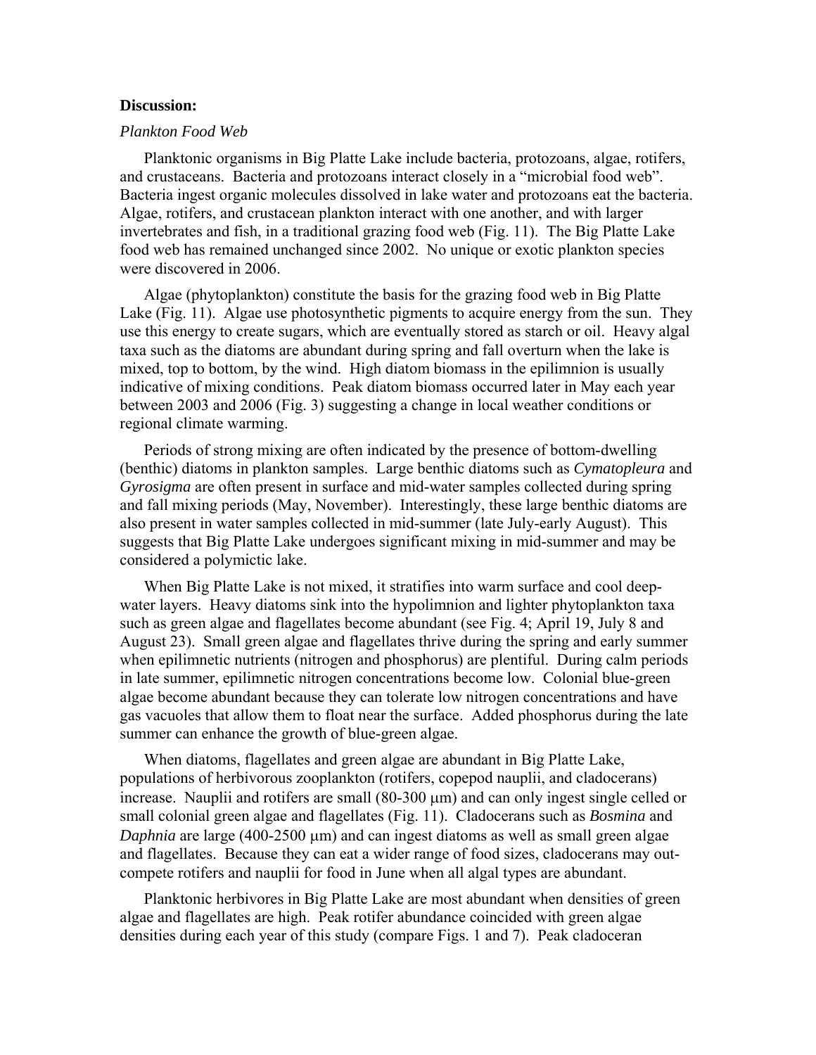**Discussion:**

*Plankton Food Web*

Planktonic organisms in Big Platte Lake include bacteria, protozoans, algae, rotifers, and crustaceans. Bacteria and protozoans interact closely in a "microbial food web". Bacteria ingest organic molecules dissolved in lake water and protozoans eat the bacteria. Algae, rotifers, and crustacean plankton interact with one another, and with larger invertebrates and fish, in a traditional grazing food web (Fig. 11). The Big Platte Lake food web has remained unchanged since 2002. No unique or exotic plankton species were discovered in 2006.

Algae (phytoplankton) constitute the basis for the grazing food web in Big Platte Lake (Fig. 11). Algae use photosynthetic pigments to acquire energy from the sun. They use this energy to create sugars, which are eventually stored as starch or oil. Heavy algal taxa such as the diatoms are abundant during spring and fall overturn when the lake is mixed, top to bottom, by the wind. High diatom biomass in the epilimnion is usually indicative of mixing conditions. Peak diatom biomass occurred later in May each year between 2003 and 2006 (Fig. 3) suggesting a change in local weather conditions or regional climate warming.

Periods of strong mixing are often indicated by the presence of bottom-dwelling (benthic) diatoms in plankton samples. Large benthic diatoms such as *Cymatopleura* and *Gyrosigma* are often present in surface and mid-water samples collected during spring and fall mixing periods (May, November). Interestingly, these large benthic diatoms are also present in water samples collected in mid-summer (late July-early August). This suggests that Big Platte Lake undergoes significant mixing in mid-summer and may be considered a polymictic lake.

When Big Platte Lake is not mixed, it stratifies into warm surface and cool deep-water layers. Heavy diatoms sink into the hypolimnion and lighter phytoplankton taxa such as green algae and flagellates become abundant (see Fig. 4; April 19, July 8 and August 23). Small green algae and flagellates thrive during the spring and early summer when epilimnetic nutrients (nitrogen and phosphorus) are plentiful. During calm periods in late summer, epilimnetic nitrogen concentrations become low. Colonial blue-green algae become abundant because they can tolerate low nitrogen concentrations and have gas vacuoles that allow them to float near the surface. Added phosphorus during the late summer can enhance the growth of blue-green algae.

When diatoms, flagellates and green algae are abundant in Big Platte Lake, populations of herbivorous zooplankton (rotifers, copepod nauplii, and cladocerans) increase. Nauplii and rotifers are small (80-300 μm) and can only ingest single celled or small colonial green algae and flagellates (Fig. 11). Cladocerans such as *Bosmina* and *Daphnia* are large (400-2500 μm) and can ingest diatoms as well as small green algae and flagellates. Because they can eat a wider range of food sizes, cladocerans may out-compete rotifers and nauplii for food in June when all algal types are abundant.

Planktonic herbivores in Big Platte Lake are most abundant when densities of green algae and flagellates are high. Peak rotifer abundance coincided with green algae densities during each year of this study (compare Figs. 1 and 7). Peak cladoceran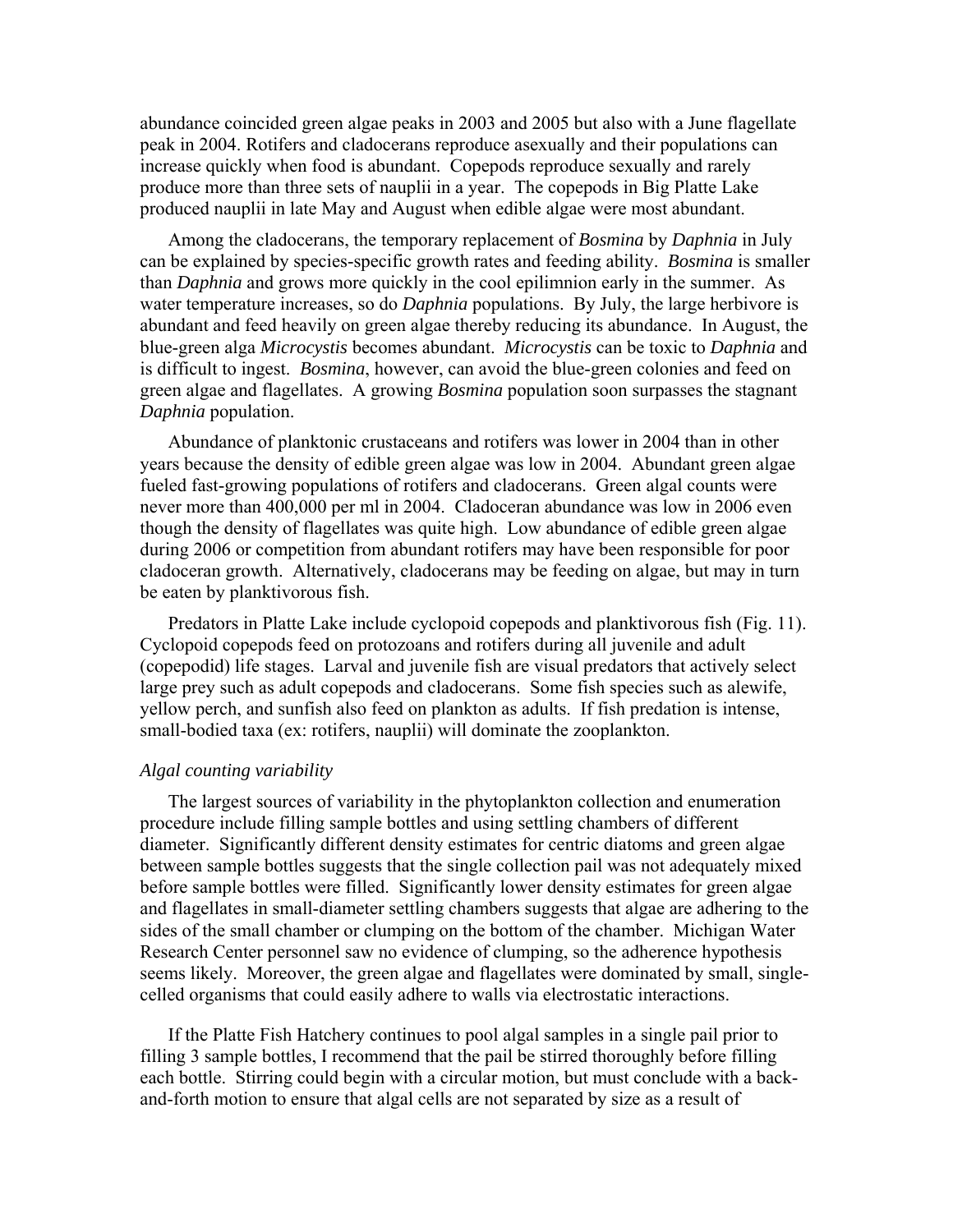abundance coincided green algae peaks in 2003 and 2005 but also with a June flagellate peak in 2004. Rotifers and cladocerans reproduce asexually and their populations can increase quickly when food is abundant. Copepods reproduce sexually and rarely produce more than three sets of nauplii in a year. The copepods in Big Platte Lake produced nauplii in late May and August when edible algae were most abundant.

Among the cladocerans, the temporary replacement of *Bosmina* by *Daphnia* in July can be explained by species-specific growth rates and feeding ability. *Bosmina* is smaller than *Daphnia* and grows more quickly in the cool epilimnion early in the summer. As water temperature increases, so do *Daphnia* populations. By July, the large herbivore is abundant and feed heavily on green algae thereby reducing its abundance. In August, the blue-green alga *Microcystis* becomes abundant. *Microcystis* can be toxic to *Daphnia* and is difficult to ingest. *Bosmina*, however, can avoid the blue-green colonies and feed on green algae and flagellates. A growing *Bosmina* population soon surpasses the stagnant *Daphnia* population.

Abundance of planktonic crustaceans and rotifers was lower in 2004 than in other years because the density of edible green algae was low in 2004. Abundant green algae fueled fast-growing populations of rotifers and cladocerans. Green algal counts were never more than 400,000 per ml in 2004. Cladoceran abundance was low in 2006 even though the density of flagellates was quite high. Low abundance of edible green algae during 2006 or competition from abundant rotifers may have been responsible for poor cladoceran growth. Alternatively, cladocerans may be feeding on algae, but may in turn be eaten by planktivorous fish.

Predators in Platte Lake include cyclopoid copepods and planktivorous fish (Fig. 11). Cyclopoid copepods feed on protozoans and rotifers during all juvenile and adult (copepodid) life stages. Larval and juvenile fish are visual predators that actively select large prey such as adult copepods and cladocerans. Some fish species such as alewife, yellow perch, and sunfish also feed on plankton as adults. If fish predation is intense, small-bodied taxa (ex: rotifers, nauplii) will dominate the zooplankton.

### *Algal counting variability*

The largest sources of variability in the phytoplankton collection and enumeration procedure include filling sample bottles and using settling chambers of different diameter. Significantly different density estimates for centric diatoms and green algae between sample bottles suggests that the single collection pail was not adequately mixed before sample bottles were filled. Significantly lower density estimates for green algae and flagellates in small-diameter settling chambers suggests that algae are adhering to the sides of the small chamber or clumping on the bottom of the chamber. Michigan Water Research Center personnel saw no evidence of clumping, so the adherence hypothesis seems likely. Moreover, the green algae and flagellates were dominated by small, single-celled organisms that could easily adhere to walls via electrostatic interactions.

If the Platte Fish Hatchery continues to pool algal samples in a single pail prior to filling 3 sample bottles, I recommend that the pail be stirred thoroughly before filling each bottle. Stirring could begin with a circular motion, but must conclude with a back-and-forth motion to ensure that algal cells are not separated by size as a result of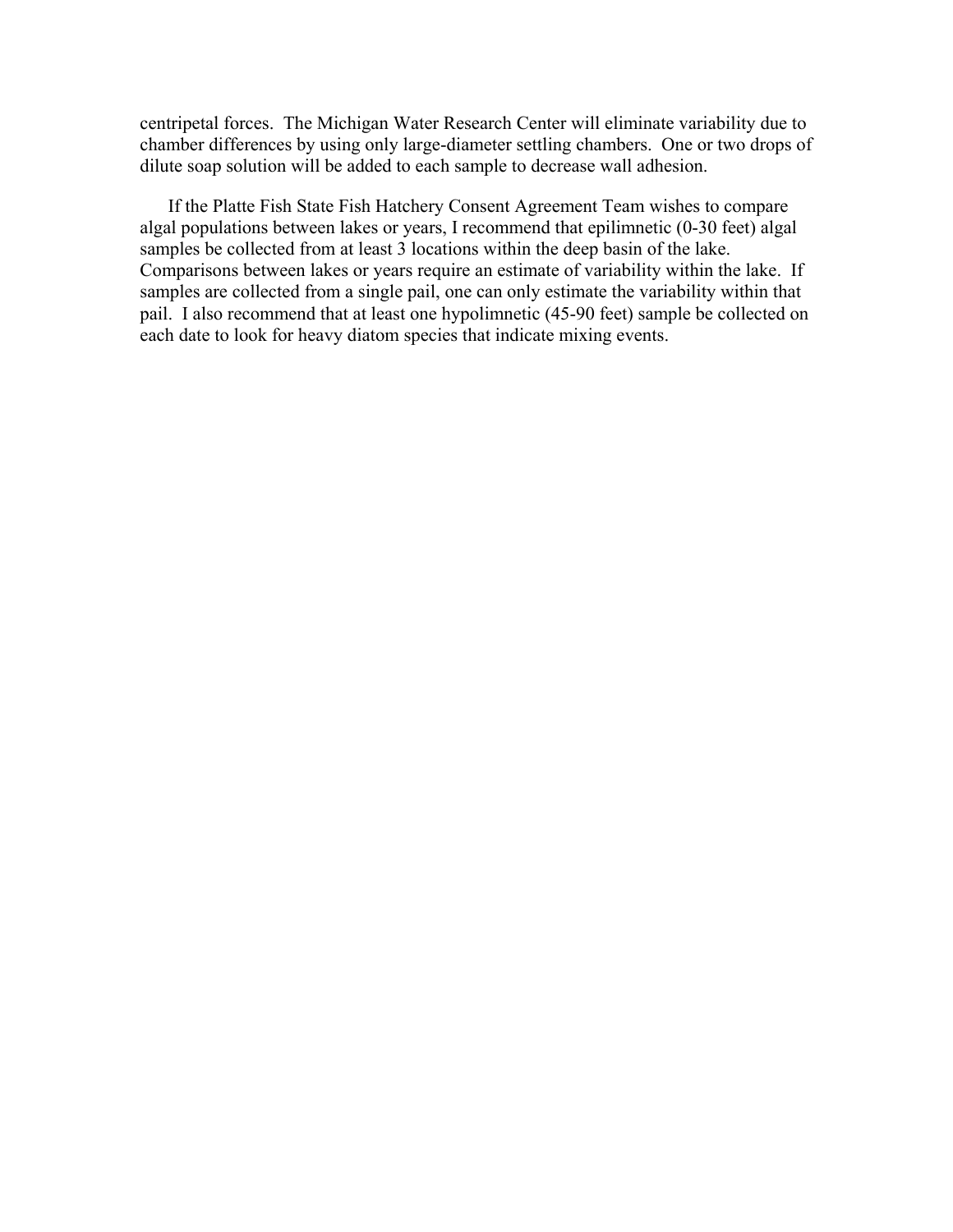centripetal forces. The Michigan Water Research Center will eliminate variability due to chamber differences by using only large-diameter settling chambers. One or two drops of dilute soap solution will be added to each sample to decrease wall adhesion.

If the Platte Fish State Fish Hatchery Consent Agreement Team wishes to compare algal populations between lakes or years, I recommend that epilimnetic (0-30 feet) algal samples be collected from at least 3 locations within the deep basin of the lake. Comparisons between lakes or years require an estimate of variability within the lake. If samples are collected from a single pail, one can only estimate the variability within that pail. I also recommend that at least one hypolimnetic (45-90 feet) sample be collected on each date to look for heavy diatom species that indicate mixing events.